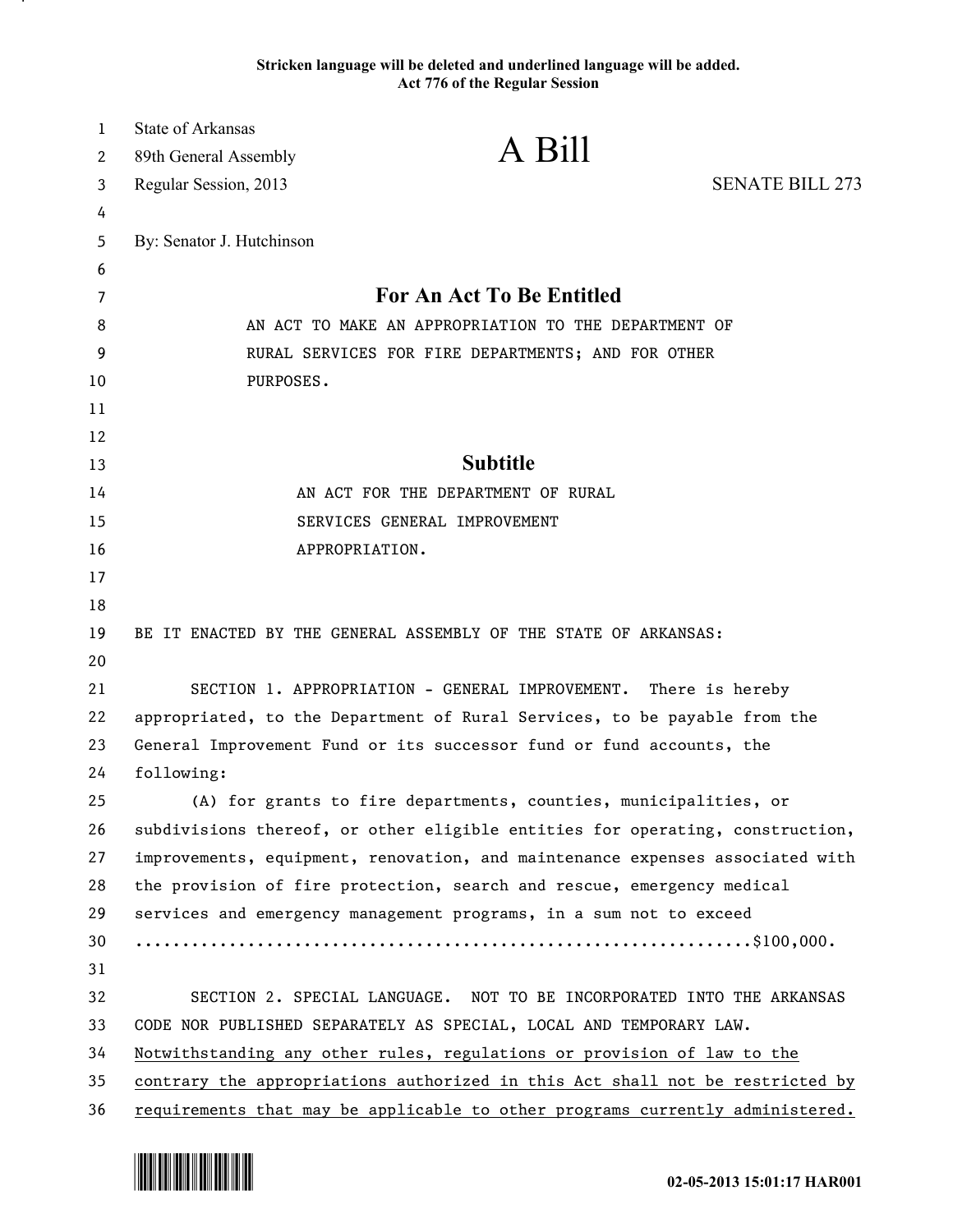Stricken language will be deleted and underlined language will be added.
Act 776 of the Regular Session

State of Arkansas
89th General Assembly
Regular Session, 2013

# A Bill

SENATE BILL 273

By: Senator J. Hutchinson

## For An Act To Be Entitled

AN ACT TO MAKE AN APPROPRIATION TO THE DEPARTMENT OF RURAL SERVICES FOR FIRE DEPARTMENTS; AND FOR OTHER PURPOSES.

## Subtitle

AN ACT FOR THE DEPARTMENT OF RURAL SERVICES GENERAL IMPROVEMENT APPROPRIATION.

BE IT ENACTED BY THE GENERAL ASSEMBLY OF THE STATE OF ARKANSAS:

SECTION 1. APPROPRIATION - GENERAL IMPROVEMENT. There is hereby appropriated, to the Department of Rural Services, to be payable from the General Improvement Fund or its successor fund or fund accounts, the following:

(A) for grants to fire departments, counties, municipalities, or subdivisions thereof, or other eligible entities for operating, construction, improvements, equipment, renovation, and maintenance expenses associated with the provision of fire protection, search and rescue, emergency medical services and emergency management programs, in a sum not to exceed ..............................................................$100,000.

SECTION 2. SPECIAL LANGUAGE. NOT TO BE INCORPORATED INTO THE ARKANSAS CODE NOR PUBLISHED SEPARATELY AS SPECIAL, LOCAL AND TEMPORARY LAW. <u>Notwithstanding any other rules, regulations or provision of law to the contrary the appropriations authorized in this Act shall not be restricted by requirements that may be applicable to other programs currently administered.</u>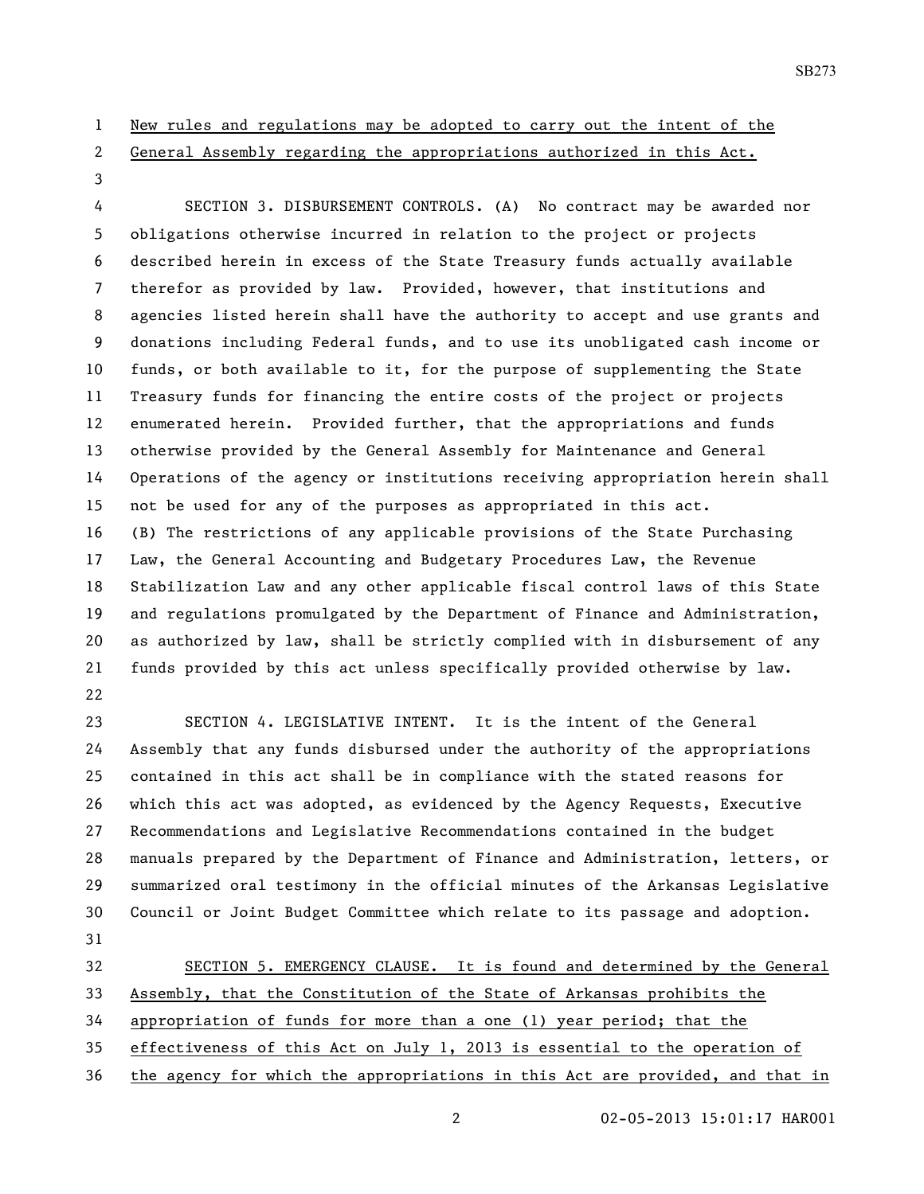New rules and regulations may be adopted to carry out the intent of the General Assembly regarding the appropriations authorized in this Act.

SECTION 3. DISBURSEMENT CONTROLS. (A) No contract may be awarded nor obligations otherwise incurred in relation to the project or projects described herein in excess of the State Treasury funds actually available therefor as provided by law. Provided, however, that institutions and agencies listed herein shall have the authority to accept and use grants and donations including Federal funds, and to use its unobligated cash income or funds, or both available to it, for the purpose of supplementing the State Treasury funds for financing the entire costs of the project or projects enumerated herein. Provided further, that the appropriations and funds otherwise provided by the General Assembly for Maintenance and General Operations of the agency or institutions receiving appropriation herein shall not be used for any of the purposes as appropriated in this act.

(B) The restrictions of any applicable provisions of the State Purchasing Law, the General Accounting and Budgetary Procedures Law, the Revenue Stabilization Law and any other applicable fiscal control laws of this State and regulations promulgated by the Department of Finance and Administration, as authorized by law, shall be strictly complied with in disbursement of any funds provided by this act unless specifically provided otherwise by law.

SECTION 4. LEGISLATIVE INTENT. It is the intent of the General Assembly that any funds disbursed under the authority of the appropriations contained in this act shall be in compliance with the stated reasons for which this act was adopted, as evidenced by the Agency Requests, Executive Recommendations and Legislative Recommendations contained in the budget manuals prepared by the Department of Finance and Administration, letters, or summarized oral testimony in the official minutes of the Arkansas Legislative Council or Joint Budget Committee which relate to its passage and adoption.

SECTION 5. EMERGENCY CLAUSE. It is found and determined by the General Assembly, that the Constitution of the State of Arkansas prohibits the appropriation of funds for more than a one (1) year period; that the effectiveness of this Act on July 1, 2013 is essential to the operation of the agency for which the appropriations in this Act are provided, and that in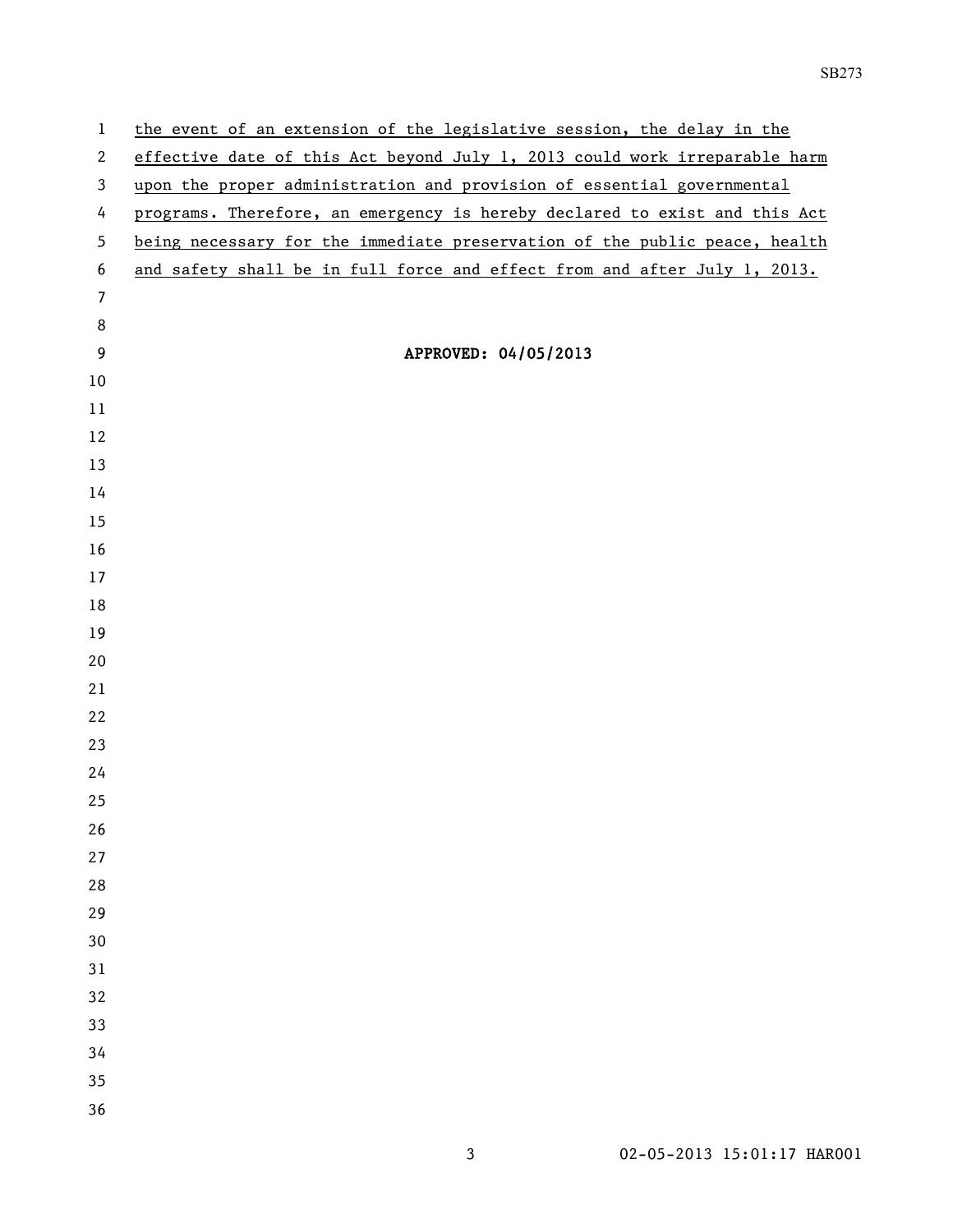the event of an extension of the legislative session, the delay in the effective date of this Act beyond July 1, 2013 could work irreparable harm upon the proper administration and provision of essential governmental programs. Therefore, an emergency is hereby declared to exist and this Act being necessary for the immediate preservation of the public peace, health and safety shall be in full force and effect from and after July 1, 2013.

**APPROVED: 04/05/2013**